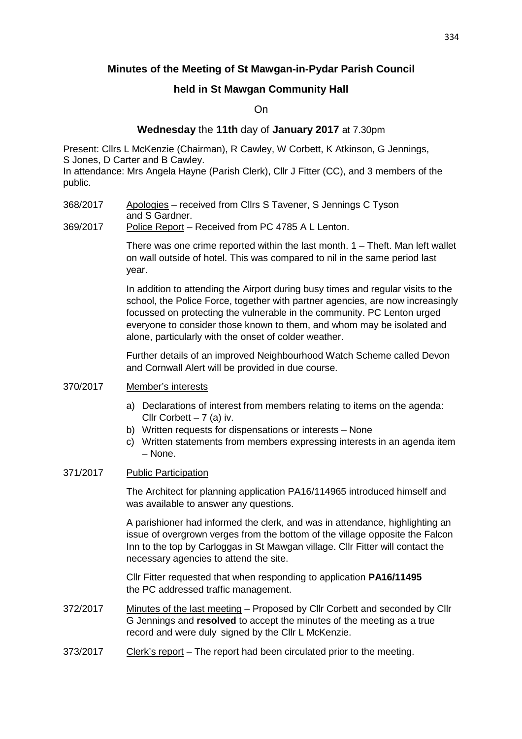**Minutes of the Meeting of St Mawgan-in-Pydar Parish Council**

**held in St Mawgan Community Hall**

On

**Wednesday** the **11th** day of **January 2017** at 7.30pm

Present: Cllrs L McKenzie (Chairman), R Cawley, W Corbett, K Atkinson, G Jennings, S Jones, D Carter and B Cawley.
In attendance: Mrs Angela Hayne (Parish Clerk), Cllr J Fitter (CC), and 3 members of the public.

368/2017 Apologies – received from Cllrs S Tavener, S Jennings C Tyson and S Gardner.

369/2017 Police Report – Received from PC 4785 A L Lenton.

There was one crime reported within the last month. 1 – Theft. Man left wallet on wall outside of hotel. This was compared to nil in the same period last year.

In addition to attending the Airport during busy times and regular visits to the school, the Police Force, together with partner agencies, are now increasingly focussed on protecting the vulnerable in the community. PC Lenton urged everyone to consider those known to them, and whom may be isolated and alone, particularly with the onset of colder weather.

Further details of an improved Neighbourhood Watch Scheme called Devon and Cornwall Alert will be provided in due course.

370/2017 Member's interests

a) Declarations of interest from members relating to items on the agenda: Cllr Corbett – 7 (a) iv.
b) Written requests for dispensations or interests – None
c) Written statements from members expressing interests in an agenda item – None.

371/2017 Public Participation

The Architect for planning application PA16/114965 introduced himself and was available to answer any questions.

A parishioner had informed the clerk, and was in attendance, highlighting an issue of overgrown verges from the bottom of the village opposite the Falcon Inn to the top by Carloggas in St Mawgan village. Cllr Fitter will contact the necessary agencies to attend the site.

Cllr Fitter requested that when responding to application **PA16/11495** the PC addressed traffic management.

372/2017 Minutes of the last meeting – Proposed by Cllr Corbett and seconded by Cllr G Jennings and **resolved** to accept the minutes of the meeting as a true record and were duly signed by the Cllr L McKenzie.

373/2017 Clerk's report – The report had been circulated prior to the meeting.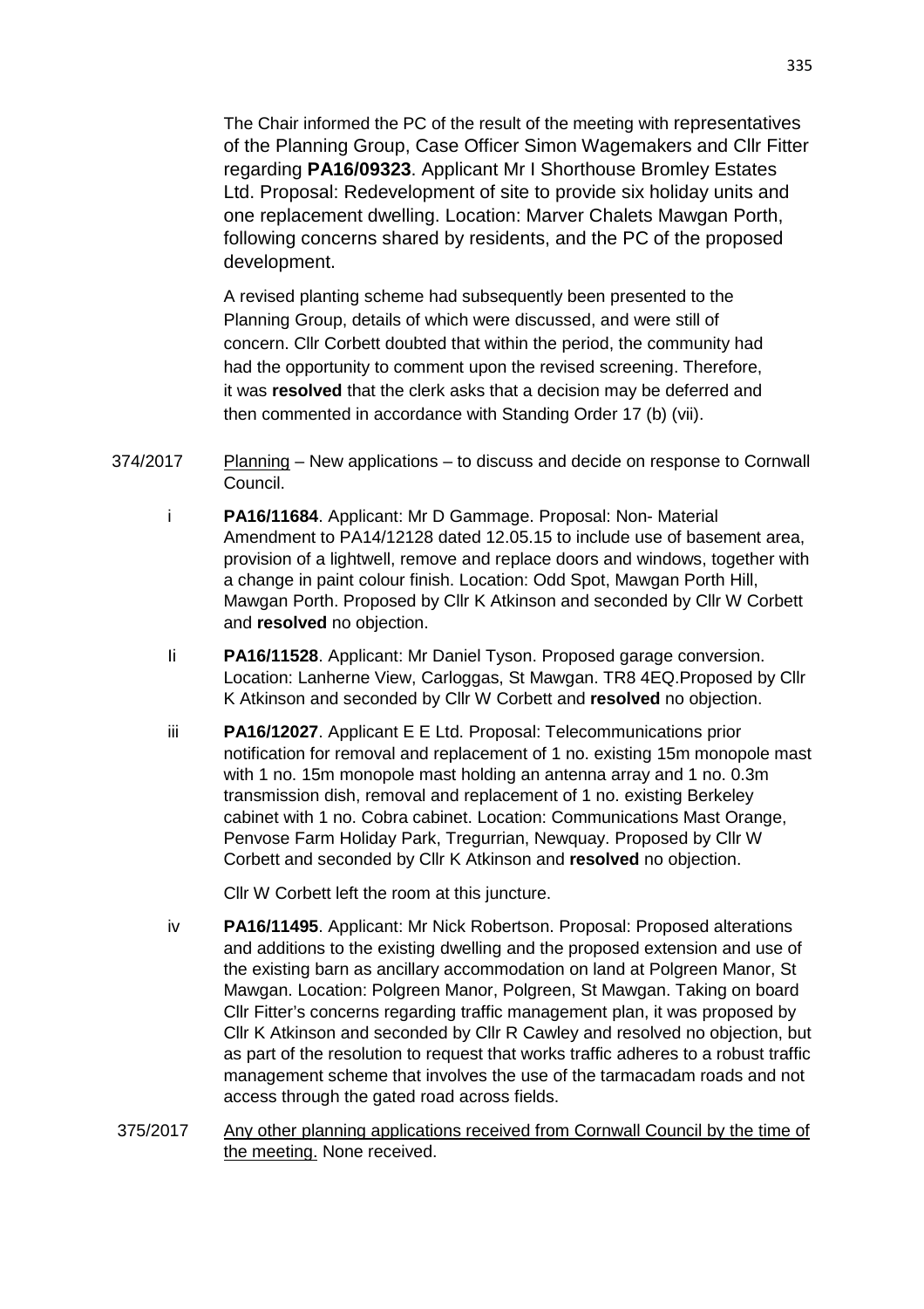The Chair informed the PC of the result of the meeting with representatives of the Planning Group, Case Officer Simon Wagemakers and Cllr Fitter regarding **PA16/09323**. Applicant Mr I Shorthouse Bromley Estates Ltd. Proposal: Redevelopment of site to provide six holiday units and one replacement dwelling. Location: Marver Chalets Mawgan Porth, following concerns shared by residents, and the PC of the proposed development.

A revised planting scheme had subsequently been presented to the Planning Group, details of which were discussed, and were still of concern. Cllr Corbett doubted that within the period, the community had had the opportunity to comment upon the revised screening. Therefore, it was **resolved** that the clerk asks that a decision may be deferred and then commented in accordance with Standing Order 17 (b) (vii).

374/2017 Planning – New applications – to discuss and decide on response to Cornwall Council.

i **PA16/11684**. Applicant: Mr D Gammage. Proposal: Non- Material Amendment to PA14/12128 dated 12.05.15 to include use of basement area, provision of a lightwell, remove and replace doors and windows, together with a change in paint colour finish. Location: Odd Spot, Mawgan Porth Hill, Mawgan Porth. Proposed by Cllr K Atkinson and seconded by Cllr W Corbett and **resolved** no objection.

Ii **PA16/11528**. Applicant: Mr Daniel Tyson. Proposed garage conversion. Location: Lanherne View, Carloggas, St Mawgan. TR8 4EQ.Proposed by Cllr K Atkinson and seconded by Cllr W Corbett and **resolved** no objection.

iii **PA16/12027**. Applicant E E Ltd. Proposal: Telecommunications prior notification for removal and replacement of 1 no. existing 15m monopole mast with 1 no. 15m monopole mast holding an antenna array and 1 no. 0.3m transmission dish, removal and replacement of 1 no. existing Berkeley cabinet with 1 no. Cobra cabinet. Location: Communications Mast Orange, Penvose Farm Holiday Park, Tregurrian, Newquay. Proposed by Cllr W Corbett and seconded by Cllr K Atkinson and **resolved** no objection.

Cllr W Corbett left the room at this juncture.

iv **PA16/11495**. Applicant: Mr Nick Robertson. Proposal: Proposed alterations and additions to the existing dwelling and the proposed extension and use of the existing barn as ancillary accommodation on land at Polgreen Manor, St Mawgan. Location: Polgreen Manor, Polgreen, St Mawgan. Taking on board Cllr Fitter's concerns regarding traffic management plan, it was proposed by Cllr K Atkinson and seconded by Cllr R Cawley and resolved no objection, but as part of the resolution to request that works traffic adheres to a robust traffic management scheme that involves the use of the tarmacadam roads and not access through the gated road across fields.

375/2017 Any other planning applications received from Cornwall Council by the time of the meeting. None received.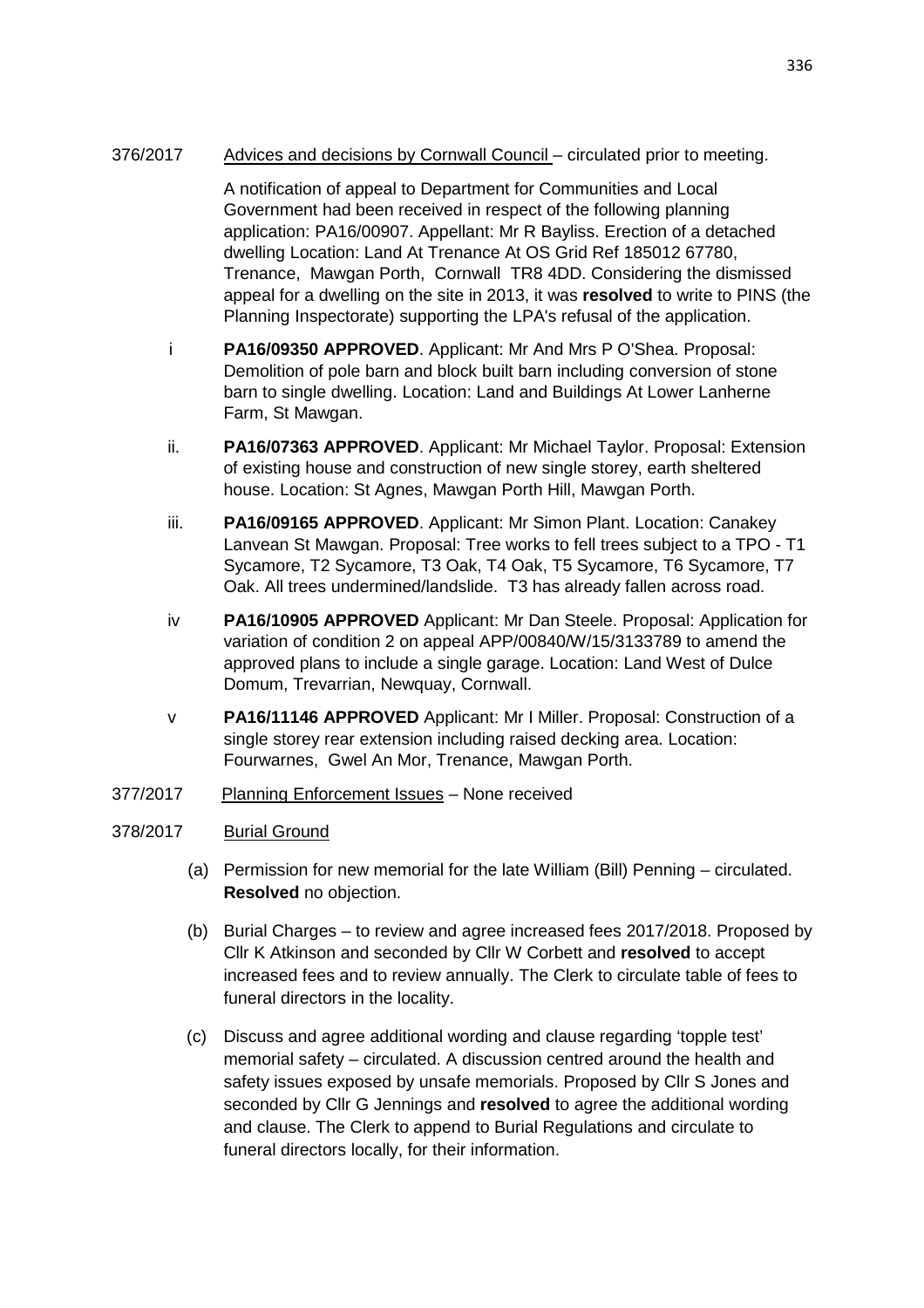376/2017 Advices and decisions by Cornwall Council – circulated prior to meeting.

A notification of appeal to Department for Communities and Local Government had been received in respect of the following planning application: PA16/00907. Appellant: Mr R Bayliss. Erection of a detached dwelling Location: Land At Trenance At OS Grid Ref 185012 67780, Trenance, Mawgan Porth, Cornwall TR8 4DD. Considering the dismissed appeal for a dwelling on the site in 2013, it was **resolved** to write to PINS (the Planning Inspectorate) supporting the LPA's refusal of the application.

i **PA16/09350 APPROVED**. Applicant: Mr And Mrs P O'Shea. Proposal: Demolition of pole barn and block built barn including conversion of stone barn to single dwelling. Location: Land and Buildings At Lower Lanherne Farm, St Mawgan.

ii. **PA16/07363 APPROVED**. Applicant: Mr Michael Taylor. Proposal: Extension of existing house and construction of new single storey, earth sheltered house. Location: St Agnes, Mawgan Porth Hill, Mawgan Porth.

iii. **PA16/09165 APPROVED**. Applicant: Mr Simon Plant. Location: Canakey Lanvean St Mawgan. Proposal: Tree works to fell trees subject to a TPO - T1 Sycamore, T2 Sycamore, T3 Oak, T4 Oak, T5 Sycamore, T6 Sycamore, T7 Oak. All trees undermined/landslide. T3 has already fallen across road.

iv **PA16/10905 APPROVED** Applicant: Mr Dan Steele. Proposal: Application for variation of condition 2 on appeal APP/00840/W/15/3133789 to amend the approved plans to include a single garage. Location: Land West of Dulce Domum, Trevarrian, Newquay, Cornwall.

v **PA16/11146 APPROVED** Applicant: Mr I Miller. Proposal: Construction of a single storey rear extension including raised decking area. Location: Fourwarnes, Gwel An Mor, Trenance, Mawgan Porth.

377/2017 Planning Enforcement Issues – None received

378/2017 Burial Ground

(a) Permission for new memorial for the late William (Bill) Penning – circulated. **Resolved** no objection.

(b) Burial Charges – to review and agree increased fees 2017/2018. Proposed by Cllr K Atkinson and seconded by Cllr W Corbett and **resolved** to accept increased fees and to review annually. The Clerk to circulate table of fees to funeral directors in the locality.

(c) Discuss and agree additional wording and clause regarding 'topple test' memorial safety – circulated. A discussion centred around the health and safety issues exposed by unsafe memorials. Proposed by Cllr S Jones and seconded by Cllr G Jennings and **resolved** to agree the additional wording and clause. The Clerk to append to Burial Regulations and circulate to funeral directors locally, for their information.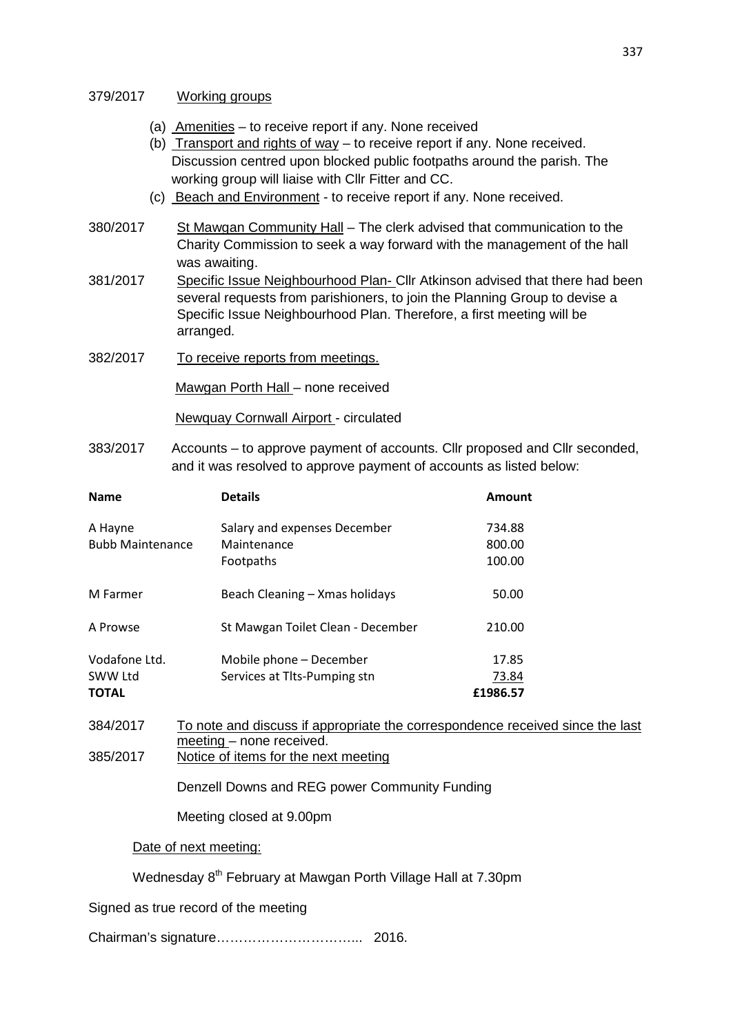379/2017 Working groups

(a) Amenities – to receive report if any. None received

(b) Transport and rights of way – to receive report if any. None received. Discussion centred upon blocked public footpaths around the parish. The working group will liaise with Cllr Fitter and CC.

(c) Beach and Environment - to receive report if any. None received.

380/2017 St Mawgan Community Hall – The clerk advised that communication to the Charity Commission to seek a way forward with the management of the hall was awaiting.

381/2017 Specific Issue Neighbourhood Plan- Cllr Atkinson advised that there had been several requests from parishioners, to join the Planning Group to devise a Specific Issue Neighbourhood Plan. Therefore, a first meeting will be arranged.

382/2017 To receive reports from meetings.

Mawgan Porth Hall – none received

Newquay Cornwall Airport - circulated

383/2017 Accounts – to approve payment of accounts. Cllr proposed and Cllr seconded, and it was resolved to approve payment of accounts as listed below:

| **Name** | **Details** | **Amount** |
|---|---|---|
| A Hayne | Salary and expenses December | 734.88 |
| Bubb Maintenance | Maintenance | 800.00 |
| | Footpaths | 100.00 |
| M Farmer | Beach Cleaning – Xmas holidays | 50.00 |
| A Prowse | St Mawgan Toilet Clean - December | 210.00 |
| Vodafone Ltd. | Mobile phone – December | 17.85 |
| SWW Ltd | Services at Tlts-Pumping stn | 73.84 |
| **TOTAL** | | **£1986.57** |

384/2017 To note and discuss if appropriate the correspondence received since the last meeting – none received.

385/2017 Notice of items for the next meeting

Denzell Downs and REG power Community Funding

Meeting closed at 9.00pm

Date of next meeting:

Wednesday 8th February at Mawgan Porth Village Hall at 7.30pm

Signed as true record of the meeting

Chairman's signature…………………………... 2016.